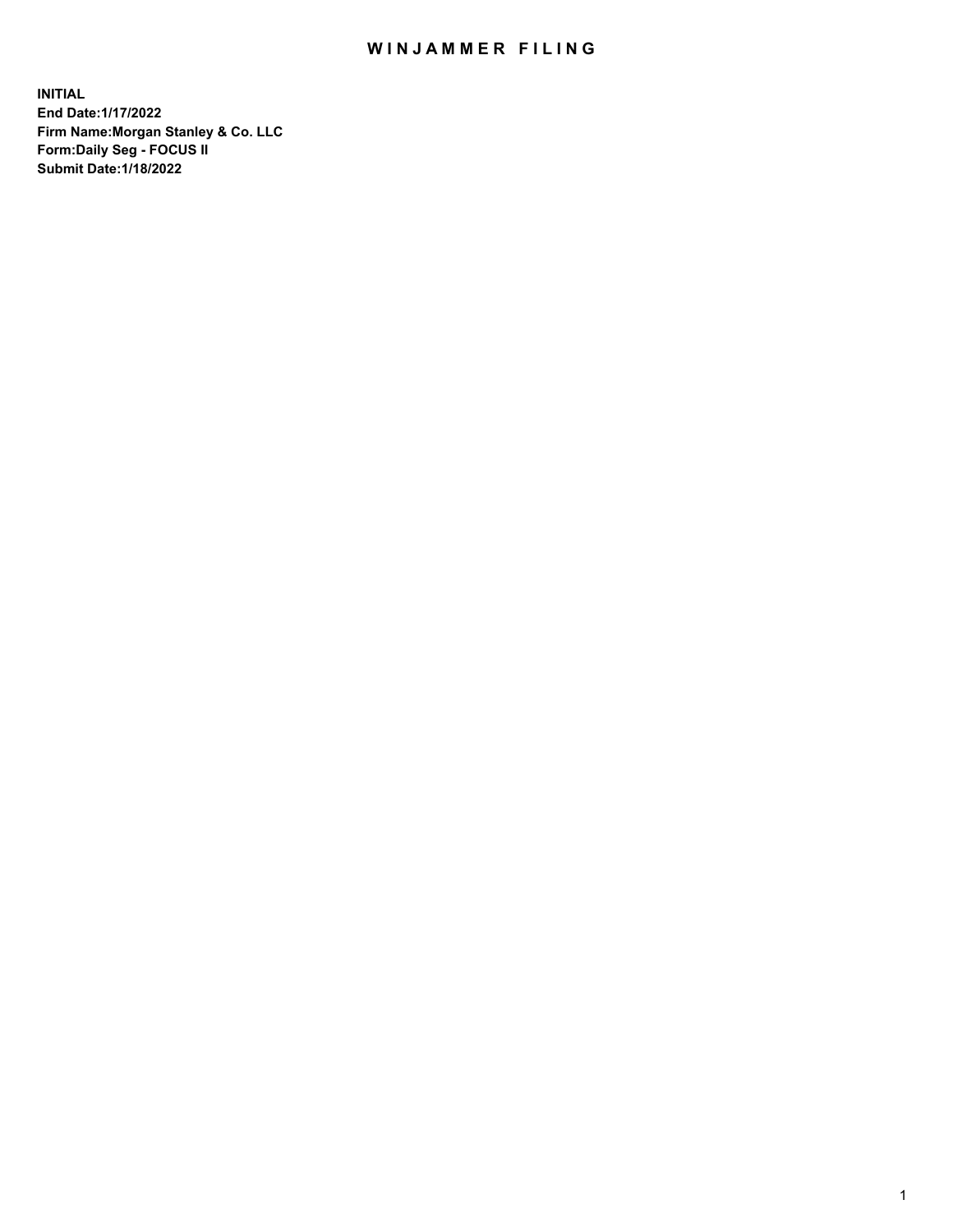# WINJAMMER FILING

**INITIAL**
**End Date:1/17/2022**
**Firm Name:Morgan Stanley & Co. LLC**
**Form:Daily Seg - FOCUS II**
**Submit Date:1/18/2022**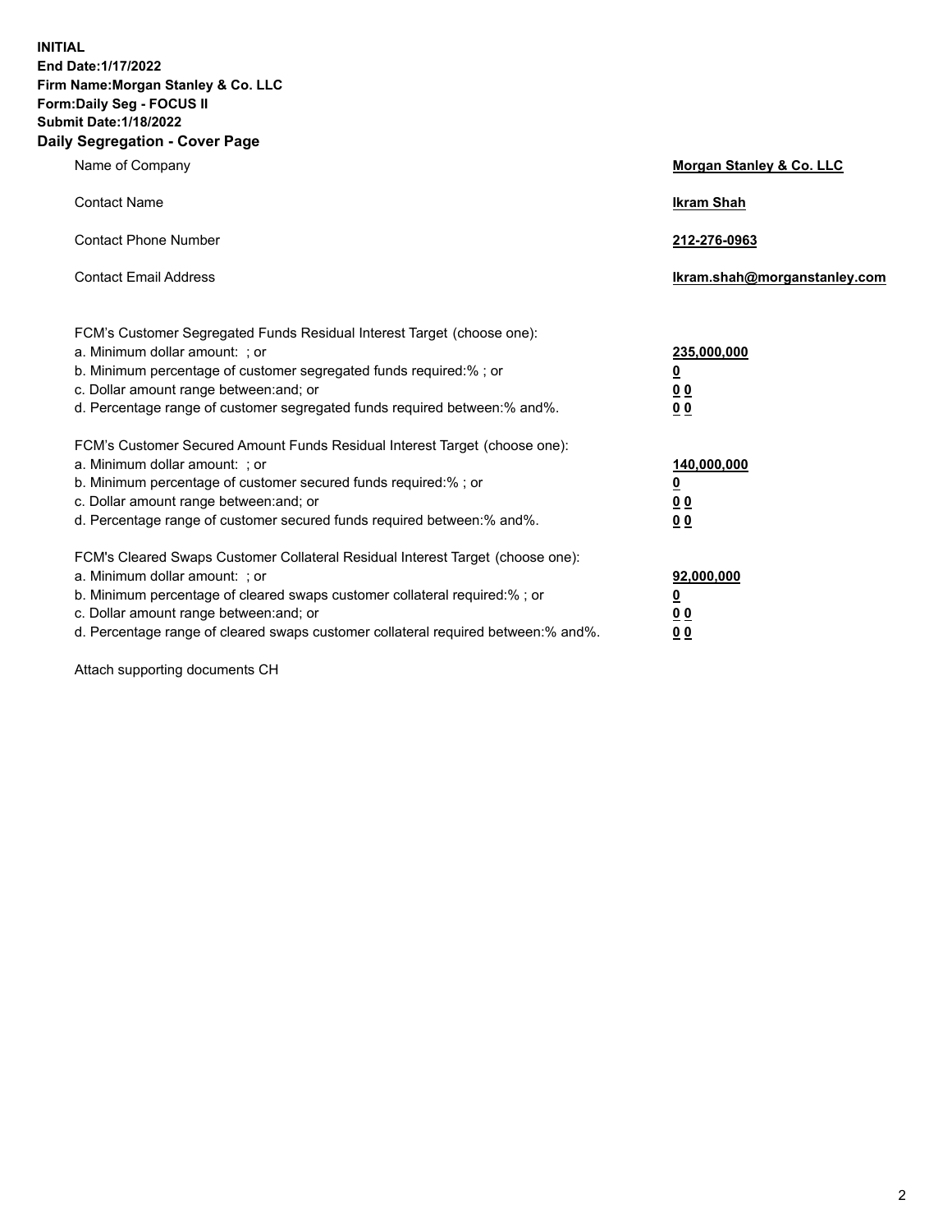**INITIAL**
**End Date:1/17/2022**
**Firm Name:Morgan Stanley & Co. LLC**
**Form:Daily Seg - FOCUS II**
**Submit Date:1/18/2022**

## Daily Segregation - Cover Page

| | |
|---|---|
| Name of Company | **Morgan Stanley & Co. LLC** |
| Contact Name | **Ikram Shah** |
| Contact Phone Number | **212-276-0963** |
| Contact Email Address | **Ikram.shah@morganstanley.com** |

| | |
|---|---|
| FCM's Customer Segregated Funds Residual Interest Target (choose one): | |
| a. Minimum dollar amount: ; or | **235,000,000** |
| b. Minimum percentage of customer segregated funds required:% ; or | **0** |
| c. Dollar amount range between:and; or | **0 0** |
| d. Percentage range of customer segregated funds required between:% and%. | **0 0** |
| FCM's Customer Secured Amount Funds Residual Interest Target (choose one): | |
| a. Minimum dollar amount: ; or | **140,000,000** |
| b. Minimum percentage of customer secured funds required:% ; or | **0** |
| c. Dollar amount range between:and; or | **0 0** |
| d. Percentage range of customer secured funds required between:% and%. | **0 0** |
| FCM's Cleared Swaps Customer Collateral Residual Interest Target (choose one): | |
| a. Minimum dollar amount: ; or | **92,000,000** |
| b. Minimum percentage of cleared swaps customer collateral required:% ; or | **0** |
| c. Dollar amount range between:and; or | **0 0** |
| d. Percentage range of cleared swaps customer collateral required between:% and%. | **0 0** |

Attach supporting documents CH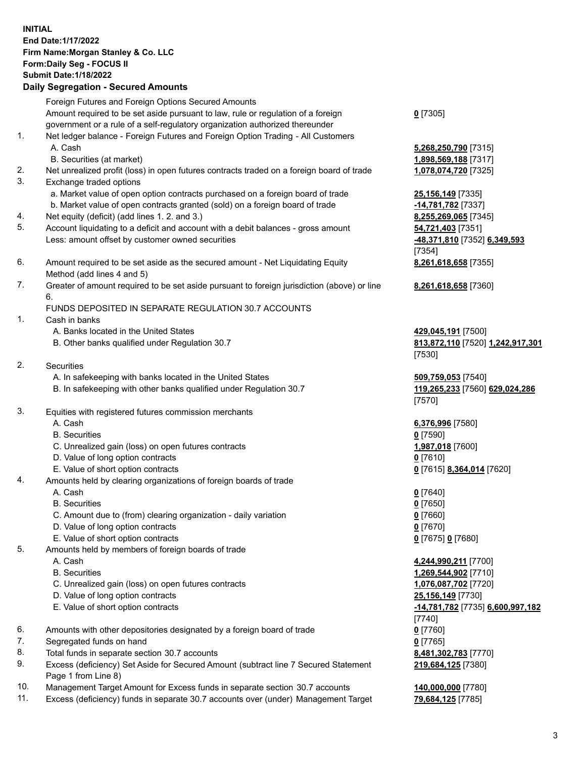**INITIAL**
**End Date:1/17/2022**
**Firm Name:Morgan Stanley & Co. LLC**
**Form:Daily Seg - FOCUS II**
**Submit Date:1/18/2022**

## Daily Segregation - Secured Amounts

| | | |
|---|---|---|
| | Foreign Futures and Foreign Options Secured Amounts | |
| | Amount required to be set aside pursuant to law, rule or regulation of a foreign government or a rule of a self-regulatory organization authorized thereunder | **0** [7305] |
| 1. | Net ledger balance - Foreign Futures and Foreign Option Trading - All Customers | |
| | A. Cash | **5,268,250,790** [7315] |
| | B. Securities (at market) | **1,898,569,188** [7317] |
| 2. | Net unrealized profit (loss) in open futures contracts traded on a foreign board of trade | **1,078,074,720** [7325] |
| 3. | Exchange traded options | |
| | a. Market value of open option contracts purchased on a foreign board of trade | **25,156,149** [7335] |
| | b. Market value of open contracts granted (sold) on a foreign board of trade | **-14,781,782** [7337] |
| 4. | Net equity (deficit) (add lines 1. 2. and 3.) | **8,255,269,065** [7345] |
| 5. | Account liquidating to a deficit and account with a debit balances - gross amount | **54,721,403** [7351] |
| | Less: amount offset by customer owned securities | **-48,371,810** [7352] **6,349,593** [7354] |
| 6. | Amount required to be set aside as the secured amount - Net Liquidating Equity Method (add lines 4 and 5) | **8,261,618,658** [7355] |
| 7. | Greater of amount required to be set aside pursuant to foreign jurisdiction (above) or line 6. | **8,261,618,658** [7360] |
| | FUNDS DEPOSITED IN SEPARATE REGULATION 30.7 ACCOUNTS | |
| 1. | Cash in banks | |
| | A. Banks located in the United States | **429,045,191** [7500] |
| | B. Other banks qualified under Regulation 30.7 | **813,872,110** [7520] **1,242,917,301** [7530] |
| 2. | Securities | |
| | A. In safekeeping with banks located in the United States | **509,759,053** [7540] |
| | B. In safekeeping with other banks qualified under Regulation 30.7 | **119,265,233** [7560] **629,024,286** [7570] |
| 3. | Equities with registered futures commission merchants | |
| | A. Cash | **6,376,996** [7580] |
| | B. Securities | **0** [7590] |
| | C. Unrealized gain (loss) on open futures contracts | **1,987,018** [7600] |
| | D. Value of long option contracts | **0** [7610] |
| | E. Value of short option contracts | **0** [7615] **8,364,014** [7620] |
| 4. | Amounts held by clearing organizations of foreign boards of trade | |
| | A. Cash | **0** [7640] |
| | B. Securities | **0** [7650] |
| | C. Amount due to (from) clearing organization - daily variation | **0** [7660] |
| | D. Value of long option contracts | **0** [7670] |
| | E. Value of short option contracts | **0** [7675] **0** [7680] |
| 5. | Amounts held by members of foreign boards of trade | |
| | A. Cash | **4,244,990,211** [7700] |
| | B. Securities | **1,269,544,902** [7710] |
| | C. Unrealized gain (loss) on open futures contracts | **1,076,087,702** [7720] |
| | D. Value of long option contracts | **25,156,149** [7730] |
| | E. Value of short option contracts | **-14,781,782** [7735] **6,600,997,182** [7740] |
| 6. | Amounts with other depositories designated by a foreign board of trade | **0** [7760] |
| 7. | Segregated funds on hand | **0** [7765] |
| 8. | Total funds in separate section 30.7 accounts | **8,481,302,783** [7770] |
| 9. | Excess (deficiency) Set Aside for Secured Amount (subtract line 7 Secured Statement Page 1 from Line 8) | **219,684,125** [7380] |
| 10. | Management Target Amount for Excess funds in separate section 30.7 accounts | **140,000,000** [7780] |
| 11. | Excess (deficiency) funds in separate 30.7 accounts over (under) Management Target | **79,684,125** [7785] |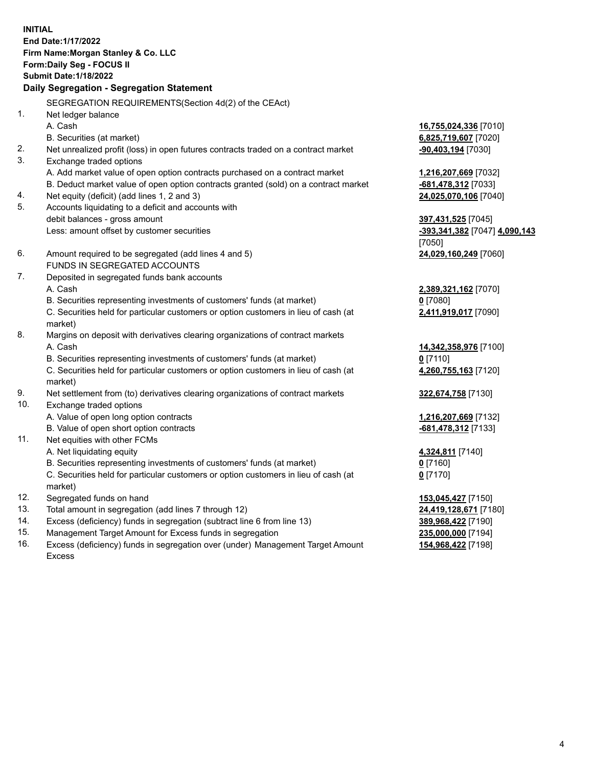**INITIAL**
**End Date:1/17/2022**
**Firm Name:Morgan Stanley & Co. LLC**
**Form:Daily Seg - FOCUS II**
**Submit Date:1/18/2022**

**Daily Segregation - Segregation Statement**

| | | |
|---|---|---|
| | SEGREGATION REQUIREMENTS(Section 4d(2) of the CEAct) | |
| 1. | Net ledger balance | |
| | A. Cash | **16,755,024,336** [7010] |
| | B. Securities (at market) | **6,825,719,607** [7020] |
| 2. | Net unrealized profit (loss) in open futures contracts traded on a contract market | **-90,403,194** [7030] |
| 3. | Exchange traded options | |
| | A. Add market value of open option contracts purchased on a contract market | **1,216,207,669** [7032] |
| | B. Deduct market value of open option contracts granted (sold) on a contract market | **-681,478,312** [7033] |
| 4. | Net equity (deficit) (add lines 1, 2 and 3) | **24,025,070,106** [7040] |
| 5. | Accounts liquidating to a deficit and accounts with | |
| | debit balances - gross amount | **397,431,525** [7045] |
| | Less: amount offset by customer securities | **-393,341,382** [7047] **4,090,143** [7050] |
| 6. | Amount required to be segregated (add lines 4 and 5) | **24,029,160,249** [7060] |
| | FUNDS IN SEGREGATED ACCOUNTS | |
| 7. | Deposited in segregated funds bank accounts | |
| | A. Cash | **2,389,321,162** [7070] |
| | B. Securities representing investments of customers' funds (at market) | **0** [7080] |
| | C. Securities held for particular customers or option customers in lieu of cash (at market) | **2,411,919,017** [7090] |
| 8. | Margins on deposit with derivatives clearing organizations of contract markets | |
| | A. Cash | **14,342,358,976** [7100] |
| | B. Securities representing investments of customers' funds (at market) | **0** [7110] |
| | C. Securities held for particular customers or option customers in lieu of cash (at market) | **4,260,755,163** [7120] |
| 9. | Net settlement from (to) derivatives clearing organizations of contract markets | **322,674,758** [7130] |
| 10. | Exchange traded options | |
| | A. Value of open long option contracts | **1,216,207,669** [7132] |
| | B. Value of open short option contracts | **-681,478,312** [7133] |
| 11. | Net equities with other FCMs | |
| | A. Net liquidating equity | **4,324,811** [7140] |
| | B. Securities representing investments of customers' funds (at market) | **0** [7160] |
| | C. Securities held for particular customers or option customers in lieu of cash (at market) | **0** [7170] |
| 12. | Segregated funds on hand | **153,045,427** [7150] |
| 13. | Total amount in segregation (add lines 7 through 12) | **24,419,128,671** [7180] |
| 14. | Excess (deficiency) funds in segregation (subtract line 6 from line 13) | **389,968,422** [7190] |
| 15. | Management Target Amount for Excess funds in segregation | **235,000,000** [7194] |
| 16. | Excess (deficiency) funds in segregation over (under) Management Target Amount Excess | **154,968,422** [7198] |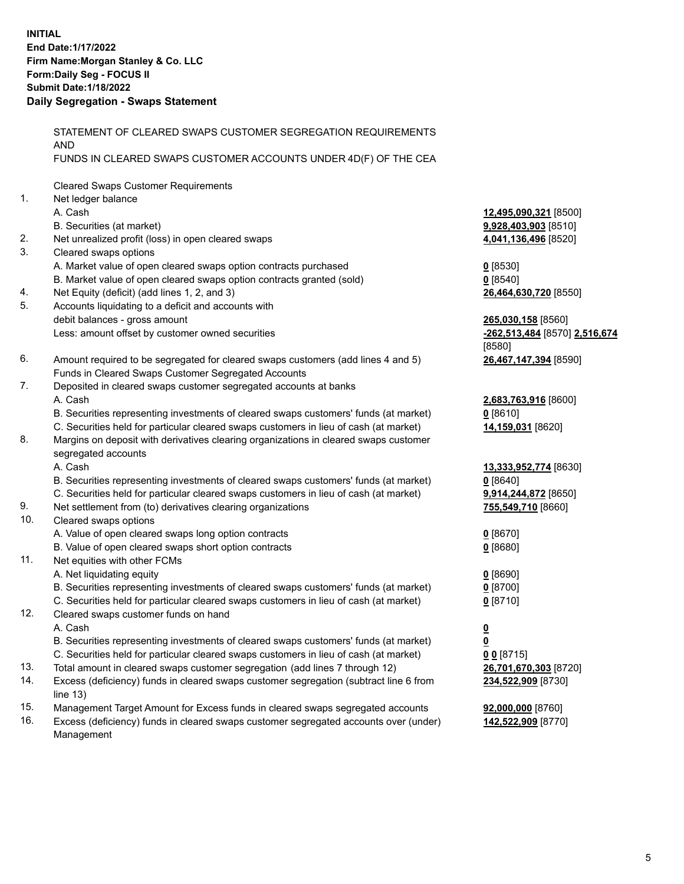**INITIAL**
**End Date:1/17/2022**
**Firm Name:Morgan Stanley & Co. LLC**
**Form:Daily Seg - FOCUS II**
**Submit Date:1/18/2022**
**Daily Segregation - Swaps Statement**

STATEMENT OF CLEARED SWAPS CUSTOMER SEGREGATION REQUIREMENTS AND
FUNDS IN CLEARED SWAPS CUSTOMER ACCOUNTS UNDER 4D(F) OF THE CEA

| | | |
|---|---|---|
| | Cleared Swaps Customer Requirements | |
| 1. | Net ledger balance | |
| | A. Cash | **12,495,090,321** [8500] |
| | B. Securities (at market) | **9,928,403,903** [8510] |
| 2. | Net unrealized profit (loss) in open cleared swaps | **4,041,136,496** [8520] |
| 3. | Cleared swaps options | |
| | A. Market value of open cleared swaps option contracts purchased | **0** [8530] |
| | B. Market value of open cleared swaps option contracts granted (sold) | **0** [8540] |
| 4. | Net Equity (deficit) (add lines 1, 2, and 3) | **26,464,630,720** [8550] |
| 5. | Accounts liquidating to a deficit and accounts with debit balances - gross amount | **265,030,158** [8560] |
| | Less: amount offset by customer owned securities | **-262,513,484** [8570] **2,516,674** [8580] |
| 6. | Amount required to be segregated for cleared swaps customers (add lines 4 and 5) | **26,467,147,394** [8590] |
| | Funds in Cleared Swaps Customer Segregated Accounts | |
| 7. | Deposited in cleared swaps customer segregated accounts at banks | |
| | A. Cash | **2,683,763,916** [8600] |
| | B. Securities representing investments of cleared swaps customers' funds (at market) | **0** [8610] |
| | C. Securities held for particular cleared swaps customers in lieu of cash (at market) | **14,159,031** [8620] |
| 8. | Margins on deposit with derivatives clearing organizations in cleared swaps customer segregated accounts | |
| | A. Cash | **13,333,952,774** [8630] |
| | B. Securities representing investments of cleared swaps customers' funds (at market) | **0** [8640] |
| | C. Securities held for particular cleared swaps customers in lieu of cash (at market) | **9,914,244,872** [8650] |
| 9. | Net settlement from (to) derivatives clearing organizations | **755,549,710** [8660] |
| 10. | Cleared swaps options | |
| | A. Value of open cleared swaps long option contracts | **0** [8670] |
| | B. Value of open cleared swaps short option contracts | **0** [8680] |
| 11. | Net equities with other FCMs | |
| | A. Net liquidating equity | **0** [8690] |
| | B. Securities representing investments of cleared swaps customers' funds (at market) | **0** [8700] |
| | C. Securities held for particular cleared swaps customers in lieu of cash (at market) | **0** [8710] |
| 12. | Cleared swaps customer funds on hand | |
| | A. Cash | **0** |
| | B. Securities representing investments of cleared swaps customers' funds (at market) | **0** |
| | C. Securities held for particular cleared swaps customers in lieu of cash (at market) | **0** **0** [8715] |
| 13. | Total amount in cleared swaps customer segregation (add lines 7 through 12) | **26,701,670,303** [8720] |
| 14. | Excess (deficiency) funds in cleared swaps customer segregation (subtract line 6 from line 13) | **234,522,909** [8730] |
| 15. | Management Target Amount for Excess funds in cleared swaps segregated accounts | **92,000,000** [8760] |
| 16. | Excess (deficiency) funds in cleared swaps customer segregated accounts over (under) Management | **142,522,909** [8770] |